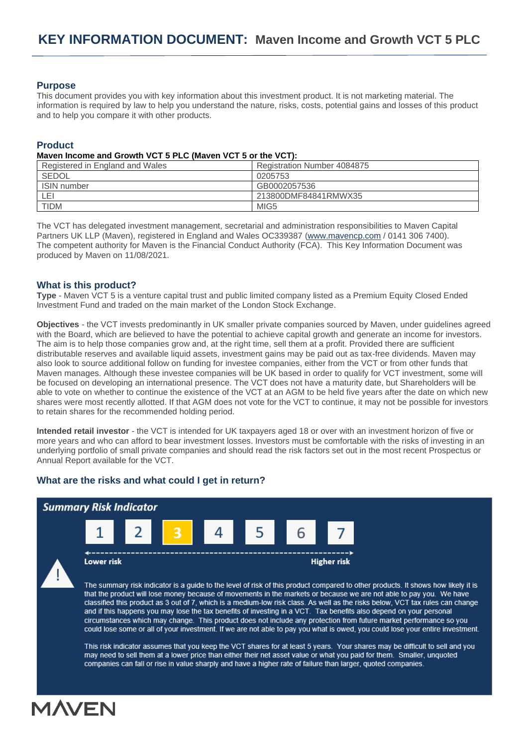# KEY INFORMATION DOCUMENT: Maven Income and Growth VCT 5 PLC

## Purpose

This document provides you with key information about this investment product. It is not marketing material. The information is required by law to help you understand the nature, risks, costs, potential gains and losses of this product and to help you compare it with other products.

## Product

**Maven Income and Growth VCT 5 PLC (Maven VCT 5 or the VCT):**

| Registered in England and Wales | Registration Number 4084875 |
|---|---|
| SEDOL | 0205753 |
| ISIN number | GB0002057536 |
| LEI | 213800DMF84841RMWX35 |
| TIDM | MIG5 |

The VCT has delegated investment management, secretarial and administration responsibilities to Maven Capital Partners UK LLP (Maven), registered in England and Wales OC339387 (www.mavencp.com / 0141 306 7400). The competent authority for Maven is the Financial Conduct Authority (FCA). This Key Information Document was produced by Maven on 11/08/2021.

## What is this product?

**Type** - Maven VCT 5 is a venture capital trust and public limited company listed as a Premium Equity Closed Ended Investment Fund and traded on the main market of the London Stock Exchange.

**Objectives** - the VCT invests predominantly in UK smaller private companies sourced by Maven, under guidelines agreed with the Board, which are believed to have the potential to achieve capital growth and generate an income for investors. The aim is to help those companies grow and, at the right time, sell them at a profit. Provided there are sufficient distributable reserves and available liquid assets, investment gains may be paid out as tax-free dividends. Maven may also look to source additional follow on funding for investee companies, either from the VCT or from other funds that Maven manages. Although these investee companies will be UK based in order to qualify for VCT investment, some will be focused on developing an international presence. The VCT does not have a maturity date, but Shareholders will be able to vote on whether to continue the existence of the VCT at an AGM to be held five years after the date on which new shares were most recently allotted. If that AGM does not vote for the VCT to continue, it may not be possible for investors to retain shares for the recommended holding period.

**Intended retail investor** - the VCT is intended for UK taxpayers aged 18 or over with an investment horizon of five or more years and who can afford to bear investment losses. Investors must be comfortable with the risks of investing in an underlying portfolio of small private companies and should read the risk factors set out in the most recent Prospectus or Annual Report available for the VCT.

## What are the risks and what could I get in return?

### Summary Risk Indicator

1 | 2 | **3** | 4 | 5 | 6 | 7

Lower risk ← → Higher risk

The summary risk indicator is a guide to the level of risk of this product compared to other products. It shows how likely it is that the product will lose money because of movements in the markets or because we are not able to pay you. We have classified this product as 3 out of 7, which is a medium-low risk class. As well as the risks below, VCT tax rules can change and if this happens you may lose the tax benefits of investing in a VCT. Tax benefits also depend on your personal circumstances which may change. This product does not include any protection from future market performance so you could lose some or all of your investment. If we are not able to pay you what is owed, you could lose your entire investment.

This risk indicator assumes that you keep the VCT shares for at least 5 years. Your shares may be difficult to sell and you may need to sell them at a lower price than either their net asset value or what you paid for them. Smaller, unquoted companies can fall or rise in value sharply and have a higher rate of failure than larger, quoted companies.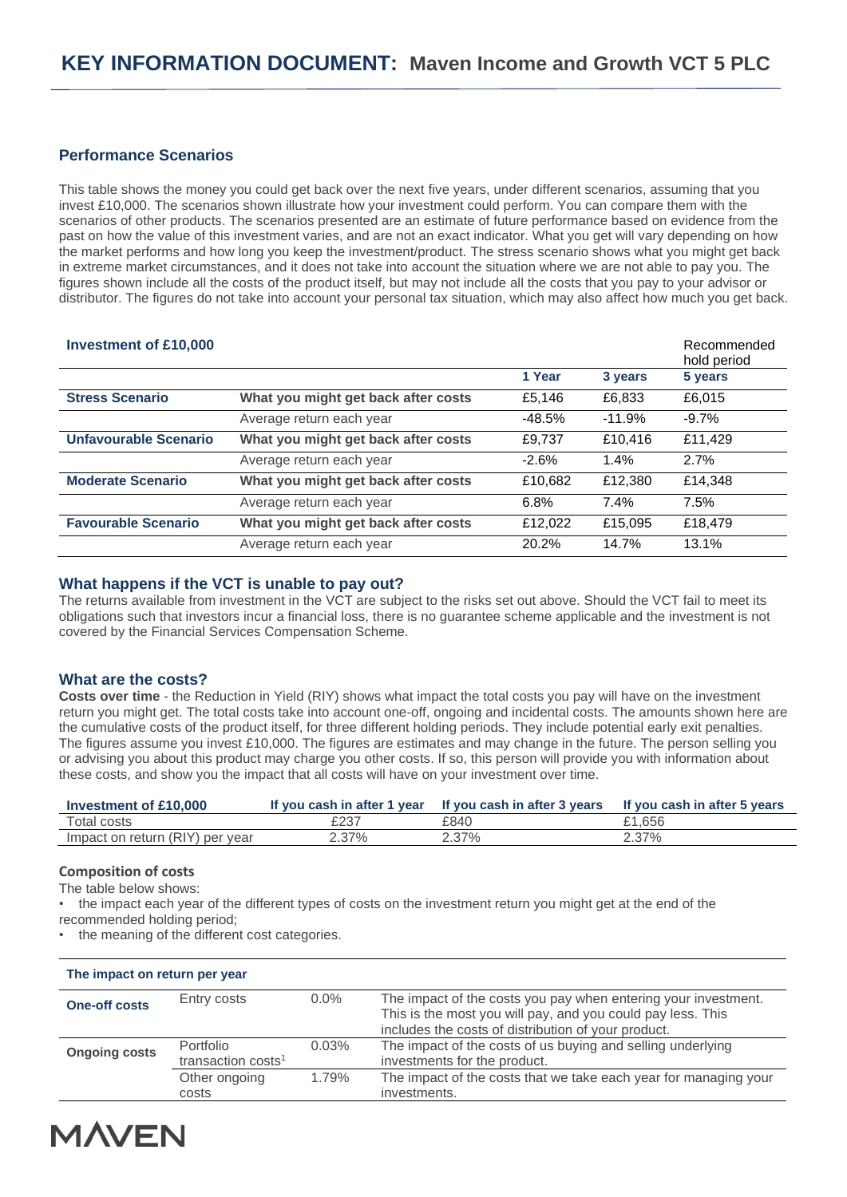## Performance Scenarios

This table shows the money you could get back over the next five years, under different scenarios, assuming that you invest £10,000. The scenarios shown illustrate how your investment could perform. You can compare them with the scenarios of other products. The scenarios presented are an estimate of future performance based on evidence from the past on how the value of this investment varies, and are not an exact indicator. What you get will vary depending on how the market performs and how long you keep the investment/product. The stress scenario shows what you might get back in extreme market circumstances, and it does not take into account the situation where we are not able to pay you. The figures shown include all the costs of the product itself, but may not include all the costs that you pay to your advisor or distributor. The figures do not take into account your personal tax situation, which may also affect how much you get back.

| **Investment of £10,000** | | | | Recommended hold period |
|---|---|---|---|---|
| | | **1 Year** | **3 years** | **5 years** |
| **Stress Scenario** | **What you might get back after costs** | £5,146 | £6,833 | £6,015 |
| | Average return each year | -48.5% | -11.9% | -9.7% |
| **Unfavourable Scenario** | **What you might get back after costs** | £9,737 | £10,416 | £11,429 |
| | Average return each year | -2.6% | 1.4% | 2.7% |
| **Moderate Scenario** | **What you might get back after costs** | £10,682 | £12,380 | £14,348 |
| | Average return each year | 6.8% | 7.4% | 7.5% |
| **Favourable Scenario** | **What you might get back after costs** | £12,022 | £15,095 | £18,479 |
| | Average return each year | 20.2% | 14.7% | 13.1% |

## What happens if the VCT is unable to pay out?

The returns available from investment in the VCT are subject to the risks set out above. Should the VCT fail to meet its obligations such that investors incur a financial loss, there is no guarantee scheme applicable and the investment is not covered by the Financial Services Compensation Scheme.

## What are the costs?

**Costs over time** - the Reduction in Yield (RIY) shows what impact the total costs you pay will have on the investment return you might get. The total costs take into account one-off, ongoing and incidental costs. The amounts shown here are the cumulative costs of the product itself, for three different holding periods. They include potential early exit penalties. The figures assume you invest £10,000. The figures are estimates and may change in the future. The person selling you or advising you about this product may charge you other costs. If so, this person will provide you with information about these costs, and show you the impact that all costs will have on your investment over time.

| **Investment of £10,000** | **If you cash in after 1 year** | **If you cash in after 3 years** | **If you cash in after 5 years** |
|---|---|---|---|
| Total costs | £237 | £840 | £1,656 |
| Impact on return (RIY) per year | 2.37% | 2.37% | 2.37% |

### Composition of costs

The table below shows:

- the impact each year of the different types of costs on the investment return you might get at the end of the recommended holding period;
- the meaning of the different cost categories.

| **The impact on return per year** | | | |
|---|---|---|---|
| **One-off costs** | Entry costs | 0.0% | The impact of the costs you pay when entering your investment. This is the most you will pay, and you could pay less. This includes the costs of distribution of your product. |
| **Ongoing costs** | Portfolio transaction costs[1] | 0.03% | The impact of the costs of us buying and selling underlying investments for the product. |
| | Other ongoing costs | 1.79% | The impact of the costs that we take each year for managing your investments. |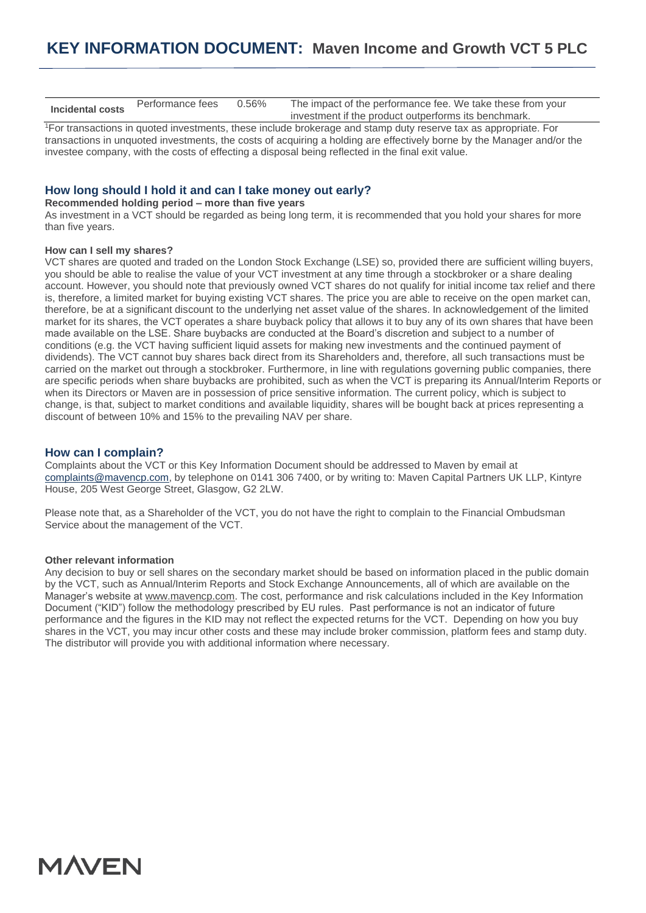| | | | |
|---|---|---|---|
| **Incidental costs** | Performance fees | 0.56% | The impact of the performance fee. We take these from your investment if the product outperforms its benchmark. |

[1]For transactions in quoted investments, these include brokerage and stamp duty reserve tax as appropriate. For transactions in unquoted investments, the costs of acquiring a holding are effectively borne by the Manager and/or the investee company, with the costs of effecting a disposal being reflected in the final exit value.

## How long should I hold it and can I take money out early?

**Recommended holding period – more than five years**

As investment in a VCT should be regarded as being long term, it is recommended that you hold your shares for more than five years.

**How can I sell my shares?**

VCT shares are quoted and traded on the London Stock Exchange (LSE) so, provided there are sufficient willing buyers, you should be able to realise the value of your VCT investment at any time through a stockbroker or a share dealing account. However, you should note that previously owned VCT shares do not qualify for initial income tax relief and there is, therefore, a limited market for buying existing VCT shares. The price you are able to receive on the open market can, therefore, be at a significant discount to the underlying net asset value of the shares. In acknowledgement of the limited market for its shares, the VCT operates a share buyback policy that allows it to buy any of its own shares that have been made available on the LSE. Share buybacks are conducted at the Board's discretion and subject to a number of conditions (e.g. the VCT having sufficient liquid assets for making new investments and the continued payment of dividends). The VCT cannot buy shares back direct from its Shareholders and, therefore, all such transactions must be carried on the market out through a stockbroker. Furthermore, in line with regulations governing public companies, there are specific periods when share buybacks are prohibited, such as when the VCT is preparing its Annual/Interim Reports or when its Directors or Maven are in possession of price sensitive information. The current policy, which is subject to change, is that, subject to market conditions and available liquidity, shares will be bought back at prices representing a discount of between 10% and 15% to the prevailing NAV per share.

## How can I complain?

Complaints about the VCT or this Key Information Document should be addressed to Maven by email at complaints@mavencp.com, by telephone on 0141 306 7400, or by writing to: Maven Capital Partners UK LLP, Kintyre House, 205 West George Street, Glasgow, G2 2LW.

Please note that, as a Shareholder of the VCT, you do not have the right to complain to the Financial Ombudsman Service about the management of the VCT.

**Other relevant information**

Any decision to buy or sell shares on the secondary market should be based on information placed in the public domain by the VCT, such as Annual/Interim Reports and Stock Exchange Announcements, all of which are available on the Manager's website at www.mavencp.com. The cost, performance and risk calculations included in the Key Information Document ("KID") follow the methodology prescribed by EU rules. Past performance is not an indicator of future performance and the figures in the KID may not reflect the expected returns for the VCT. Depending on how you buy shares in the VCT, you may incur other costs and these may include broker commission, platform fees and stamp duty. The distributor will provide you with additional information where necessary.

MAVEN